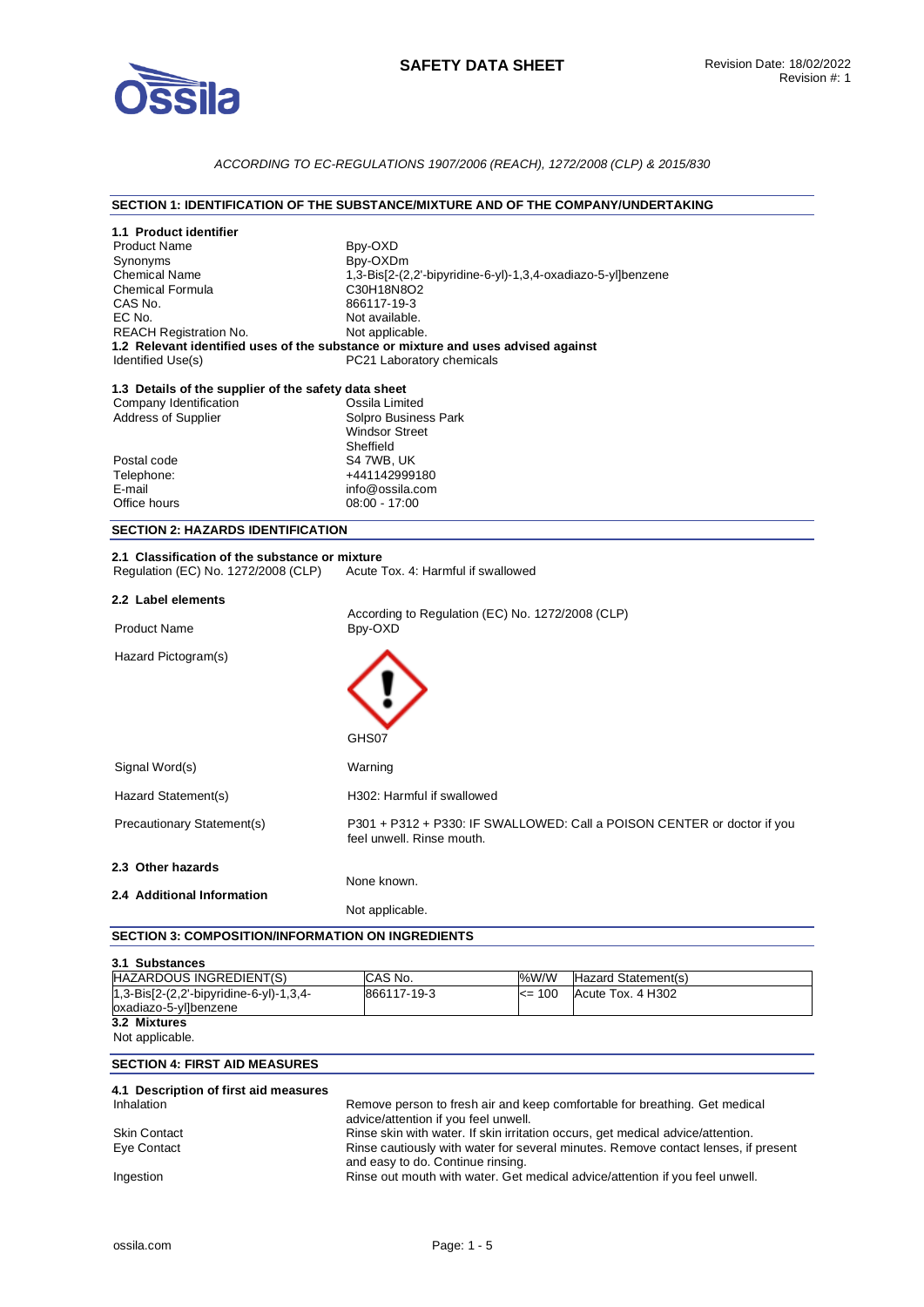# SAFETY DATA SHEET

Revision Date: 18/02/2022
Revision #: 1

*ACCORDING TO EC-REGULATIONS 1907/2006 (REACH), 1272/2008 (CLP) & 2015/830*

## SECTION 1: IDENTIFICATION OF THE SUBSTANCE/MIXTURE AND OF THE COMPANY/UNDERTAKING

### 1.1 Product identifier

| | |
|---|---|
| Product Name | Bpy-OXD |
| Synonyms | Bpy-OXDm |
| Chemical Name | 1,3-Bis[2-(2,2'-bipyridine-6-yl)-1,3,4-oxadiazo-5-yl]benzene |
| Chemical Formula | C30H18N8O2 |
| CAS No. | 866117-19-3 |
| EC No. | Not available. |
| REACH Registration No. | Not applicable. |

### 1.2 Relevant identified uses of the substance or mixture and uses advised against

| | |
|---|---|
| Identified Use(s) | PC21 Laboratory chemicals |

### 1.3 Details of the supplier of the safety data sheet

| | |
|---|---|
| Company Identification | Ossila Limited |
| Address of Supplier | Solpro Business Park<br>Windsor Street<br>Sheffield |
| Postal code | S4 7WB, UK |
| Telephone: | +441142999180 |
| E-mail | info@ossila.com |
| Office hours | 08:00 - 17:00 |

## SECTION 2: HAZARDS IDENTIFICATION

### 2.1 Classification of the substance or mixture

| | |
|---|---|
| Regulation (EC) No. 1272/2008 (CLP) | Acute Tox. 4: Harmful if swallowed |

### 2.2 Label elements

According to Regulation (EC) No. 1272/2008 (CLP)

| | |
|---|---|
| Product Name | Bpy-OXD |
| Hazard Pictogram(s) | GHS07 |
| Signal Word(s) | Warning |
| Hazard Statement(s) | H302: Harmful if swallowed |
| Precautionary Statement(s) | P301 + P312 + P330: IF SWALLOWED: Call a POISON CENTER or doctor if you feel unwell. Rinse mouth. |

### 2.3 Other hazards

None known.

### 2.4 Additional Information

Not applicable.

## SECTION 3: COMPOSITION/INFORMATION ON INGREDIENTS

### 3.1 Substances

| HAZARDOUS INGREDIENT(S) | CAS No. | %W/W | Hazard Statement(s) |
|---|---|---|---|
| 1,3-Bis[2-(2,2'-bipyridine-6-yl)-1,3,4-oxadiazo-5-yl]benzene | 866117-19-3 | <= 100 | Acute Tox. 4 H302 |

### 3.2 Mixtures

Not applicable.

## SECTION 4: FIRST AID MEASURES

### 4.1 Description of first aid measures

| | |
|---|---|
| Inhalation | Remove person to fresh air and keep comfortable for breathing. Get medical advice/attention if you feel unwell. |
| Skin Contact | Rinse skin with water. If skin irritation occurs, get medical advice/attention. |
| Eye Contact | Rinse cautiously with water for several minutes. Remove contact lenses, if present and easy to do. Continue rinsing. |
| Ingestion | Rinse out mouth with water. Get medical advice/attention if you feel unwell. |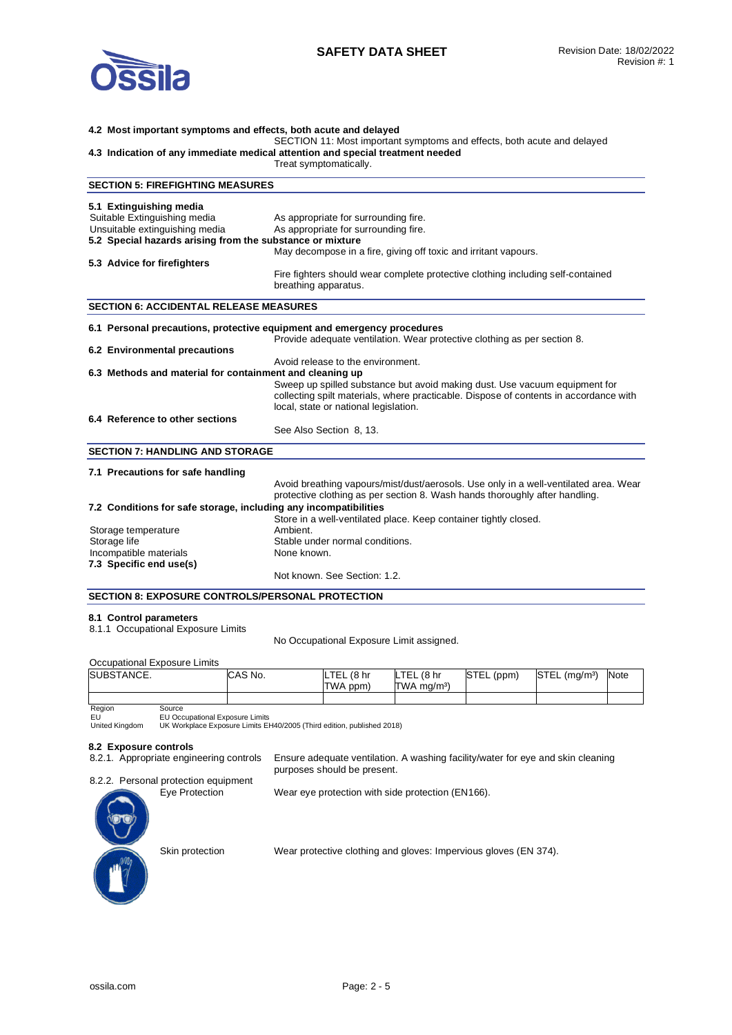**4.2 Most important symptoms and effects, both acute and delayed**

SECTION 11: Most important symptoms and effects, both acute and delayed

**4.3 Indication of any immediate medical attention and special treatment needed**

Treat symptomatically.

## SECTION 5: FIREFIGHTING MEASURES

**5.1 Extinguishing media**

Suitable Extinguishing media: As appropriate for surrounding fire.

Unsuitable extinguishing media: As appropriate for surrounding fire.

**5.2 Special hazards arising from the substance or mixture**

May decompose in a fire, giving off toxic and irritant vapours.

**5.3 Advice for firefighters**

Fire fighters should wear complete protective clothing including self-contained breathing apparatus.

## SECTION 6: ACCIDENTAL RELEASE MEASURES

**6.1 Personal precautions, protective equipment and emergency procedures**

Provide adequate ventilation. Wear protective clothing as per section 8.

**6.2 Environmental precautions**

Avoid release to the environment.

**6.3 Methods and material for containment and cleaning up**

Sweep up spilled substance but avoid making dust. Use vacuum equipment for collecting spilt materials, where practicable. Dispose of contents in accordance with local, state or national legislation.

**6.4 Reference to other sections**

See Also Section 8, 13.

## SECTION 7: HANDLING AND STORAGE

**7.1 Precautions for safe handling**

Avoid breathing vapours/mist/dust/aerosols. Use only in a well-ventilated area. Wear protective clothing as per section 8. Wash hands thoroughly after handling.

**7.2 Conditions for safe storage, including any incompatibilities**

Store in a well-ventilated place. Keep container tightly closed.

Storage temperature: Ambient.

Storage life: Stable under normal conditions.

Incompatible materials: None known.

**7.3 Specific end use(s)**

Not known. See Section: 1.2.

## SECTION 8: EXPOSURE CONTROLS/PERSONAL PROTECTION

**8.1 Control parameters**

8.1.1 Occupational Exposure Limits

No Occupational Exposure Limit assigned.

Occupational Exposure Limits

| SUBSTANCE. | CAS No. | LTEL (8 hr TWA ppm) | LTEL (8 hr TWA mg/m³) | STEL (ppm) | STEL (mg/m³) | Note |
|---|---|---|---|---|---|---|
| | | | | | | |

| Region | Source |
|---|---|
| EU | EU Occupational Exposure Limits |
| United Kingdom | UK Workplace Exposure Limits EH40/2005 (Third edition, published 2018) |

**8.2 Exposure controls**

8.2.1. Appropriate engineering controls: Ensure adequate ventilation. A washing facility/water for eye and skin cleaning purposes should be present.

8.2.2. Personal protection equipment

Eye Protection: Wear eye protection with side protection (EN166).

Skin protection: Wear protective clothing and gloves: Impervious gloves (EN 374).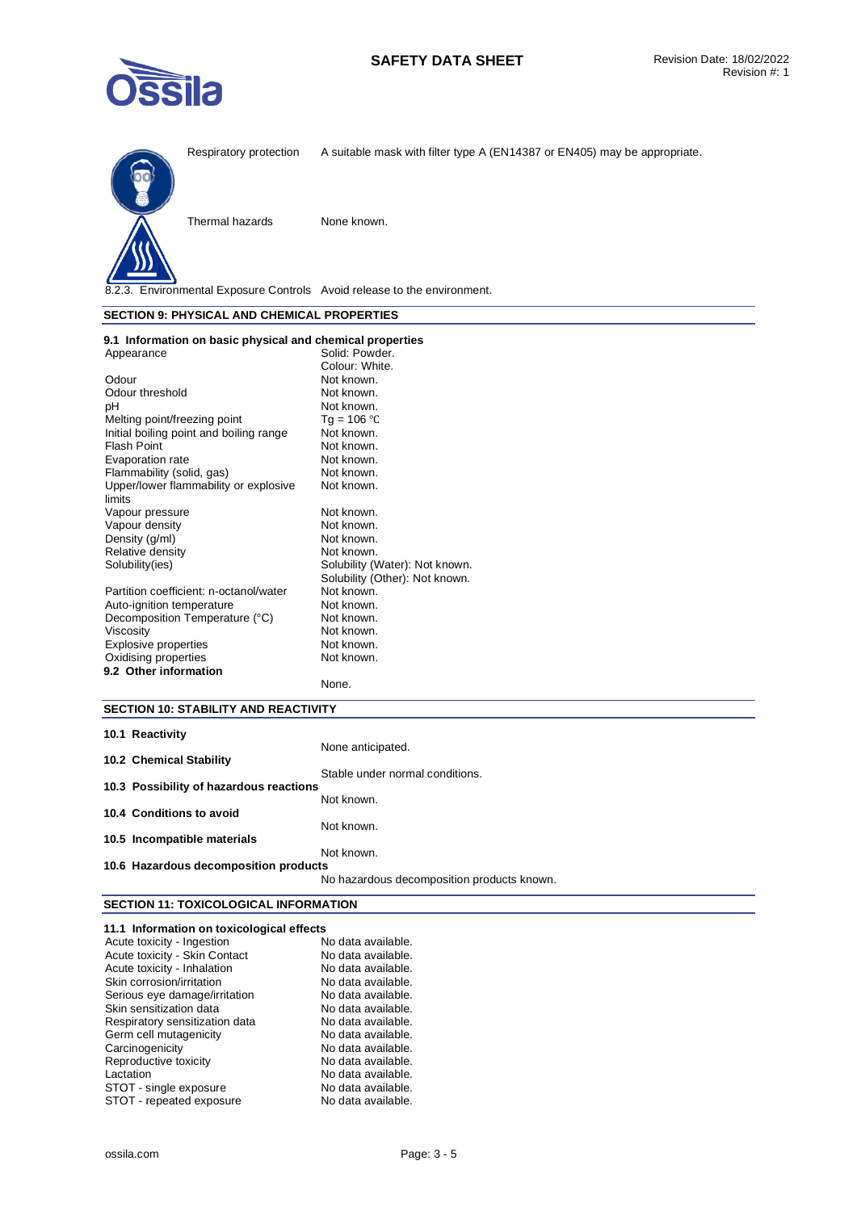| | |
|---|---|
| Respiratory protection | A suitable mask with filter type A (EN14387 or EN405) may be appropriate. |
| Thermal hazards | None known. |

8.2.3. Environmental Exposure Controls Avoid release to the environment.

## SECTION 9: PHYSICAL AND CHEMICAL PROPERTIES

### 9.1 Information on basic physical and chemical properties

| | |
|---|---|
| Appearance | Solid: Powder.<br>Colour: White. |
| Odour | Not known. |
| Odour threshold | Not known. |
| pH | Not known. |
| Melting point/freezing point | Tg = 106 °C |
| Initial boiling point and boiling range | Not known. |
| Flash Point | Not known. |
| Evaporation rate | Not known. |
| Flammability (solid, gas) | Not known. |
| Upper/lower flammability or explosive limits | Not known. |
| Vapour pressure | Not known. |
| Vapour density | Not known. |
| Density (g/ml) | Not known. |
| Relative density | Not known. |
| Solubility(ies) | Solubility (Water): Not known.<br>Solubility (Other): Not known. |
| Partition coefficient: n-octanol/water | Not known. |
| Auto-ignition temperature | Not known. |
| Decomposition Temperature (°C) | Not known. |
| Viscosity | Not known. |
| Explosive properties | Not known. |
| Oxidising properties | Not known. |

### 9.2 Other information

None.

## SECTION 10: STABILITY AND REACTIVITY

**10.1 Reactivity**

None anticipated.

**10.2 Chemical Stability**

Stable under normal conditions.

**10.3 Possibility of hazardous reactions**

Not known.

**10.4 Conditions to avoid**

Not known.

**10.5 Incompatible materials**

Not known.

**10.6 Hazardous decomposition products**

No hazardous decomposition products known.

## SECTION 11: TOXICOLOGICAL INFORMATION

### 11.1 Information on toxicological effects

| | |
|---|---|
| Acute toxicity - Ingestion | No data available. |
| Acute toxicity - Skin Contact | No data available. |
| Acute toxicity - Inhalation | No data available. |
| Skin corrosion/irritation | No data available. |
| Serious eye damage/irritation | No data available. |
| Skin sensitization data | No data available. |
| Respiratory sensitization data | No data available. |
| Germ cell mutagenicity | No data available. |
| Carcinogenicity | No data available. |
| Reproductive toxicity | No data available. |
| Lactation | No data available. |
| STOT - single exposure | No data available. |
| STOT - repeated exposure | No data available. |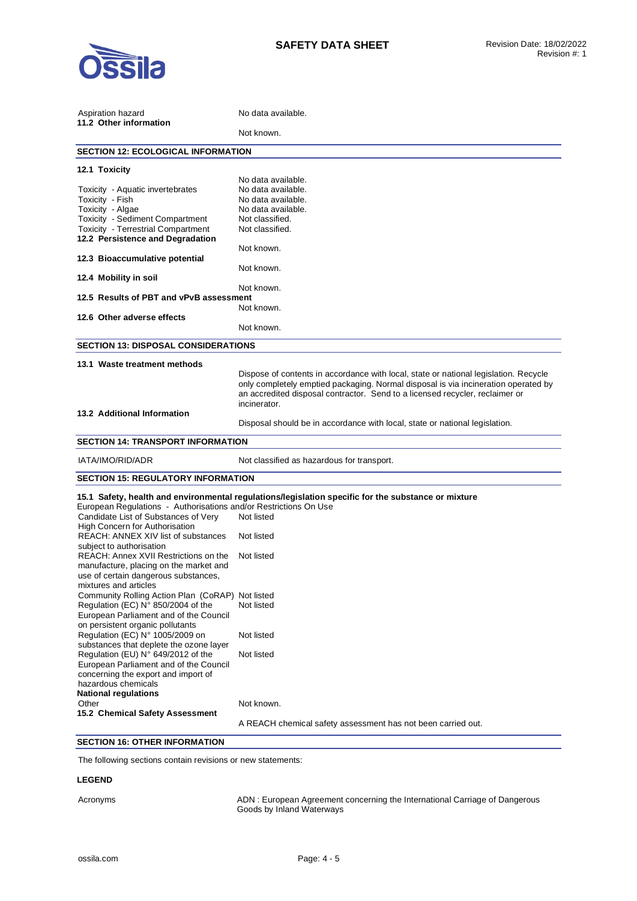Aspiration hazard — No data available.

**11.2 Other information**

Not known.

## SECTION 12: ECOLOGICAL INFORMATION

**12.1 Toxicity**

No data available.

| | |
|---|---|
| Toxicity - Aquatic invertebrates | No data available. |
| Toxicity - Fish | No data available. |
| Toxicity - Algae | No data available. |
| Toxicity - Sediment Compartment | Not classified. |
| Toxicity - Terrestrial Compartment | Not classified. |

**12.2 Persistence and Degradation**

Not known.

**12.3 Bioaccumulative potential**

Not known.

**12.4 Mobility in soil**

Not known.

**12.5 Results of PBT and vPvB assessment**

Not known.

**12.6 Other adverse effects**

Not known.

## SECTION 13: DISPOSAL CONSIDERATIONS

**13.1 Waste treatment methods**

Dispose of contents in accordance with local, state or national legislation. Recycle only completely emptied packaging. Normal disposal is via incineration operated by an accredited disposal contractor. Send to a licensed recycler, reclaimer or incinerator.

**13.2 Additional Information**

Disposal should be in accordance with local, state or national legislation.

## SECTION 14: TRANSPORT INFORMATION

IATA/IMO/RID/ADR — Not classified as hazardous for transport.

## SECTION 15: REGULATORY INFORMATION

**15.1 Safety, health and environmental regulations/legislation specific for the substance or mixture**

European Regulations - Authorisations and/or Restrictions On Use

| | |
|---|---|
| Candidate List of Substances of Very High Concern for Authorisation | Not listed |
| REACH: ANNEX XIV list of substances subject to authorisation | Not listed |
| REACH: Annex XVII Restrictions on the manufacture, placing on the market and use of certain dangerous substances, mixtures and articles | Not listed |
| Community Rolling Action Plan (CoRAP) | Not listed |
| Regulation (EC) N° 850/2004 of the European Parliament and of the Council on persistent organic pollutants | Not listed |
| Regulation (EC) N° 1005/2009 on substances that deplete the ozone layer | Not listed |
| Regulation (EU) N° 649/2012 of the European Parliament and of the Council concerning the export and import of hazardous chemicals | Not listed |

**National regulations**

Other — Not known.

**15.2 Chemical Safety Assessment**

A REACH chemical safety assessment has not been carried out.

## SECTION 16: OTHER INFORMATION

The following sections contain revisions or new statements:

**LEGEND**

Acronyms — ADN : European Agreement concerning the International Carriage of Dangerous Goods by Inland Waterways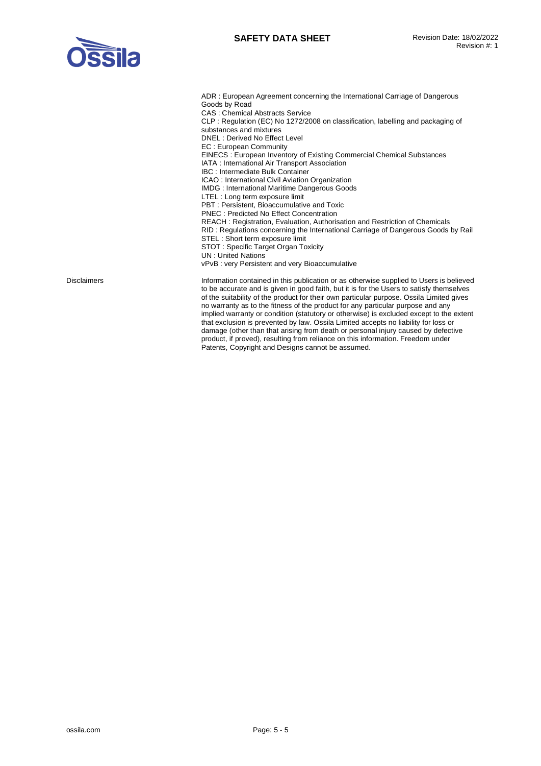ADR : European Agreement concerning the International Carriage of Dangerous Goods by Road
CAS : Chemical Abstracts Service
CLP : Regulation (EC) No 1272/2008 on classification, labelling and packaging of substances and mixtures
DNEL : Derived No Effect Level
EC : European Community
EINECS : European Inventory of Existing Commercial Chemical Substances
IATA : International Air Transport Association
IBC : Intermediate Bulk Container
ICAO : International Civil Aviation Organization
IMDG : International Maritime Dangerous Goods
LTEL : Long term exposure limit
PBT : Persistent, Bioaccumulative and Toxic
PNEC : Predicted No Effect Concentration
REACH : Registration, Evaluation, Authorisation and Restriction of Chemicals
RID : Regulations concerning the International Carriage of Dangerous Goods by Rail
STEL : Short term exposure limit
STOT : Specific Target Organ Toxicity
UN : United Nations
vPvB : very Persistent and very Bioaccumulative

| | |
|---|---|
| Disclaimers | Information contained in this publication or as otherwise supplied to Users is believed to be accurate and is given in good faith, but it is for the Users to satisfy themselves of the suitability of the product for their own particular purpose. Ossila Limited gives no warranty as to the fitness of the product for any particular purpose and any implied warranty or condition (statutory or otherwise) is excluded except to the extent that exclusion is prevented by law. Ossila Limited accepts no liability for loss or damage (other than that arising from death or personal injury caused by defective product, if proved), resulting from reliance on this information. Freedom under Patents, Copyright and Designs cannot be assumed. |